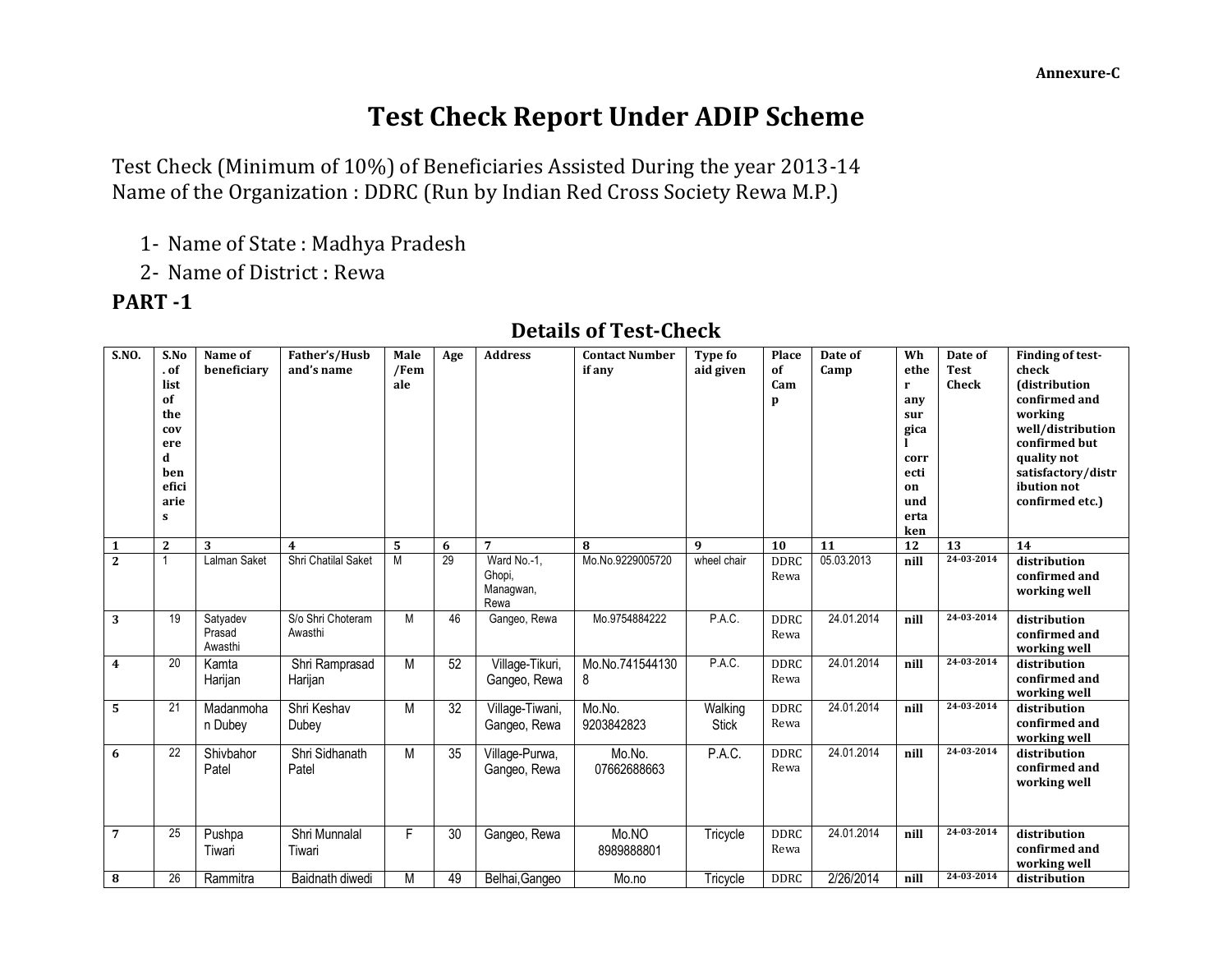Annexure-C

# Test Check Report Under ADIP Scheme

Test Check (Minimum of 10%) of Beneficiaries Assisted During the year 2013-14
Name of the Organization : DDRC (Run by Indian Red Cross Society Rewa M.P.)

1- Name of State : Madhya Pradesh
2- Name of District : Rewa

**PART -1**

## Details of Test-Check

| S.NO. | S.No. of list of the covered beneficiaries | Name of beneficiary | Father's/Husband's name | Male/Female | Age | Address | Contact Number if any | Type fo aid given | Place of Camp | Date of Camp | Whether any surgical correction undertaken | Date of Test Check | Finding of test-check (distribution confirmed and working well/distribution confirmed but quality not satisfactory/distribution not confirmed etc.) |
|---|---|---|---|---|---|---|---|---|---|---|---|---|---|
| 1 | 2 | 3 | 4 | 5 | 6 | 7 | 8 | 9 | 10 | 11 | 12 | 13 | 14 |
| 2 | 1 | Lalman Saket | Shri Chatilal Saket | M | 29 | Ward No.-1, Ghopi, Managwan, Rewa | Mo.No.9229005720 | wheel chair | DDRC Rewa | 05.03.2013 | nill | 24-03-2014 | distribution confirmed and working well |
| 3 | 19 | Satyadev Prasad Awasthi | S/o Shri Choteram Awasthi | M | 46 | Gangeo, Rewa | Mo.9754884222 | P.A.C. | DDRC Rewa | 24.01.2014 | nill | 24-03-2014 | distribution confirmed and working well |
| 4 | 20 | Kamta Harijan | Shri Ramprasad Harijan | M | 52 | Village-Tikuri, Gangeo, Rewa | Mo.No.7415441308 | P.A.C. | DDRC Rewa | 24.01.2014 | nill | 24-03-2014 | distribution confirmed and working well |
| 5 | 21 | Madanmohan Dubey | Shri Keshav Dubey | M | 32 | Village-Tiwani, Gangeo, Rewa | Mo.No. 9203842823 | Walking Stick | DDRC Rewa | 24.01.2014 | nill | 24-03-2014 | distribution confirmed and working well |
| 6 | 22 | Shivbahor Patel | Shri Sidhanath Patel | M | 35 | Village-Purwa, Gangeo, Rewa | Mo.No. 07662688663 | P.A.C. | DDRC Rewa | 24.01.2014 | nill | 24-03-2014 | distribution confirmed and working well |
| 7 | 25 | Pushpa Tiwari | Shri Munnalal Tiwari | F | 30 | Gangeo, Rewa | Mo.NO 8989888801 | Tricycle | DDRC Rewa | 24.01.2014 | nill | 24-03-2014 | distribution confirmed and working well |
| 8 | 26 | Rammitra | Baidnath diwedi | M | 49 | Belhai,Gangeo | Mo.no | Tricycle | DDRC | 2/26/2014 | nill | 24-03-2014 | distribution |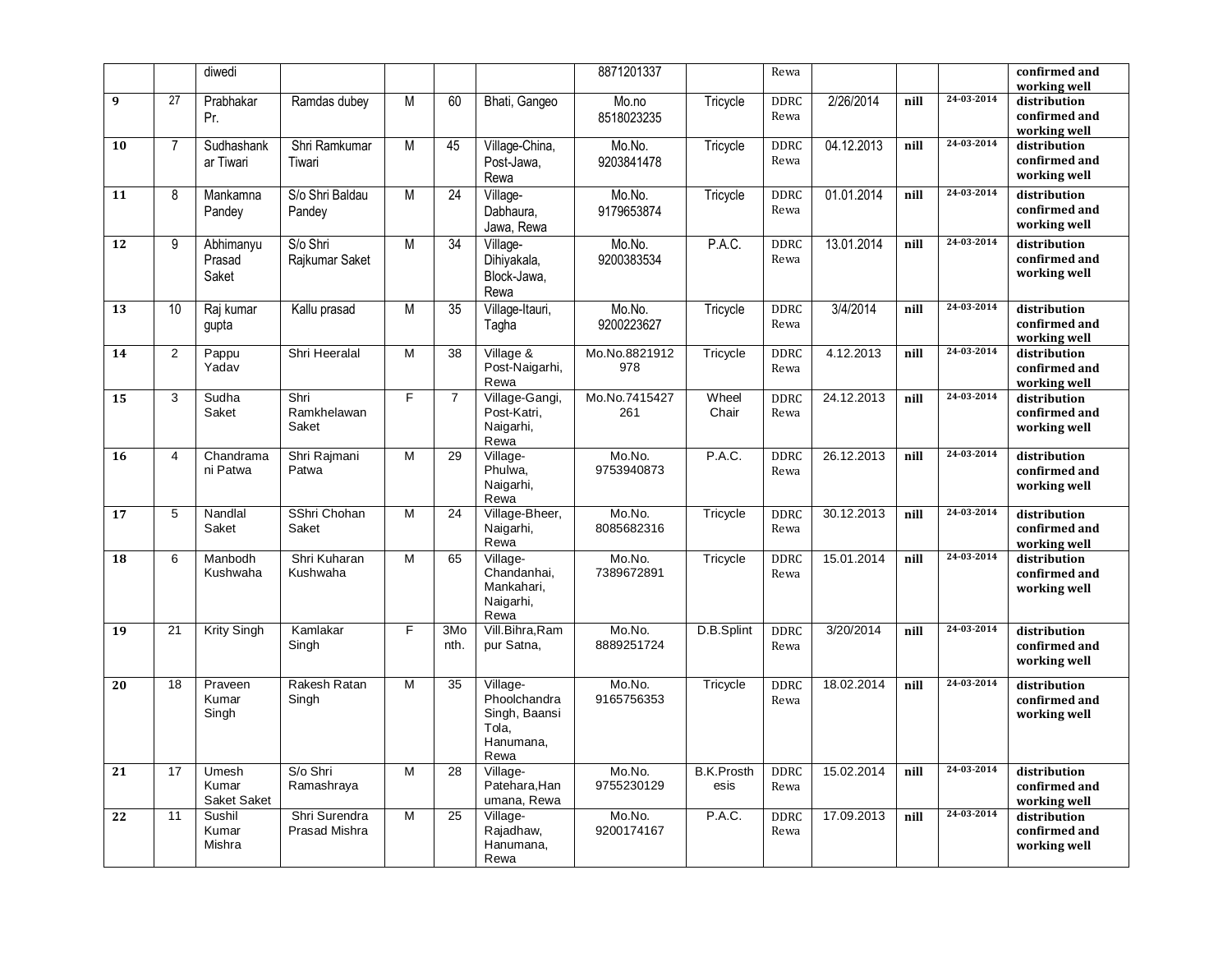| | | | | | | | | | | | | |
|---|---|---|---|---|---|---|---|---|---|---|---|---|
| | | diwedi | | | | | 8871201337 | | Rewa | | | | confirmed and working well |
| 9 | 27 | Prabhakar Pr. | Ramdas dubey | M | 60 | Bhati, Gangeo | Mo.no 8518023235 | Tricycle | DDRC Rewa | 2/26/2014 | nill | 24-03-2014 | distribution confirmed and working well |
| 10 | 7 | Sudhashankar Tiwari | Shri Ramkumar Tiwari | M | 45 | Village-China, Post-Jawa, Rewa | Mo.No. 9203841478 | Tricycle | DDRC Rewa | 04.12.2013 | nill | 24-03-2014 | distribution confirmed and working well |
| 11 | 8 | Mankamna Pandey | S/o Shri Baldau Pandey | M | 24 | Village-Dabhaura, Jawa, Rewa | Mo.No. 9179653874 | Tricycle | DDRC Rewa | 01.01.2014 | nill | 24-03-2014 | distribution confirmed and working well |
| 12 | 9 | Abhimanyu Prasad Saket | S/o Shri Rajkumar Saket | M | 34 | Village-Dihiyakala, Block-Jawa, Rewa | Mo.No. 9200383534 | P.A.C. | DDRC Rewa | 13.01.2014 | nill | 24-03-2014 | distribution confirmed and working well |
| 13 | 10 | Raj kumar gupta | Kallu prasad | M | 35 | Village-Itauri, Tagha | Mo.No. 9200223627 | Tricycle | DDRC Rewa | 3/4/2014 | nill | 24-03-2014 | distribution confirmed and working well |
| 14 | 2 | Pappu Yadav | Shri Heeralal | M | 38 | Village & Post-Naigarhi, Rewa | Mo.No.8821912978 | Tricycle | DDRC Rewa | 4.12.2013 | nill | 24-03-2014 | distribution confirmed and working well |
| 15 | 3 | Sudha Saket | Shri Ramkhelawan Saket | F | 7 | Village-Gangi, Post-Katri, Naigarhi, Rewa | Mo.No.7415427261 | Wheel Chair | DDRC Rewa | 24.12.2013 | nill | 24-03-2014 | distribution confirmed and working well |
| 16 | 4 | Chandramani Patwa | Shri Rajmani Patwa | M | 29 | Village-Phulwa, Naigarhi, Rewa | Mo.No. 9753940873 | P.A.C. | DDRC Rewa | 26.12.2013 | nill | 24-03-2014 | distribution confirmed and working well |
| 17 | 5 | Nandlal Saket | SShri Chohan Saket | M | 24 | Village-Bheer, Naigarhi, Rewa | Mo.No. 8085682316 | Tricycle | DDRC Rewa | 30.12.2013 | nill | 24-03-2014 | distribution confirmed and working well |
| 18 | 6 | Manbodh Kushwaha | Shri Kuharan Kushwaha | M | 65 | Village-Chandanhai, Mankahari, Naigarhi, Rewa | Mo.No. 7389672891 | Tricycle | DDRC Rewa | 15.01.2014 | nill | 24-03-2014 | distribution confirmed and working well |
| 19 | 21 | Krity Singh | Kamlakar Singh | F | 3Month. | Vill.Bihra,Rampur Satna, | Mo.No. 8889251724 | D.B.Splint | DDRC Rewa | 3/20/2014 | nill | 24-03-2014 | distribution confirmed and working well |
| 20 | 18 | Praveen Kumar Singh | Rakesh Ratan Singh | M | 35 | Village-Phoolchandra Singh, Baansi Tola, Hanumana, Rewa | Mo.No. 9165756353 | Tricycle | DDRC Rewa | 18.02.2014 | nill | 24-03-2014 | distribution confirmed and working well |
| 21 | 17 | Umesh Kumar Saket Saket | S/o Shri Ramashraya | M | 28 | Village-Patehara,Hanumana, Rewa | Mo.No. 9755230129 | B.K.Prosthesis | DDRC Rewa | 15.02.2014 | nill | 24-03-2014 | distribution confirmed and working well |
| 22 | 11 | Sushil Kumar Mishra | Shri Surendra Prasad Mishra | M | 25 | Village-Rajadhaw, Hanumana, Rewa | Mo.No. 9200174167 | P.A.C. | DDRC Rewa | 17.09.2013 | nill | 24-03-2014 | distribution confirmed and working well |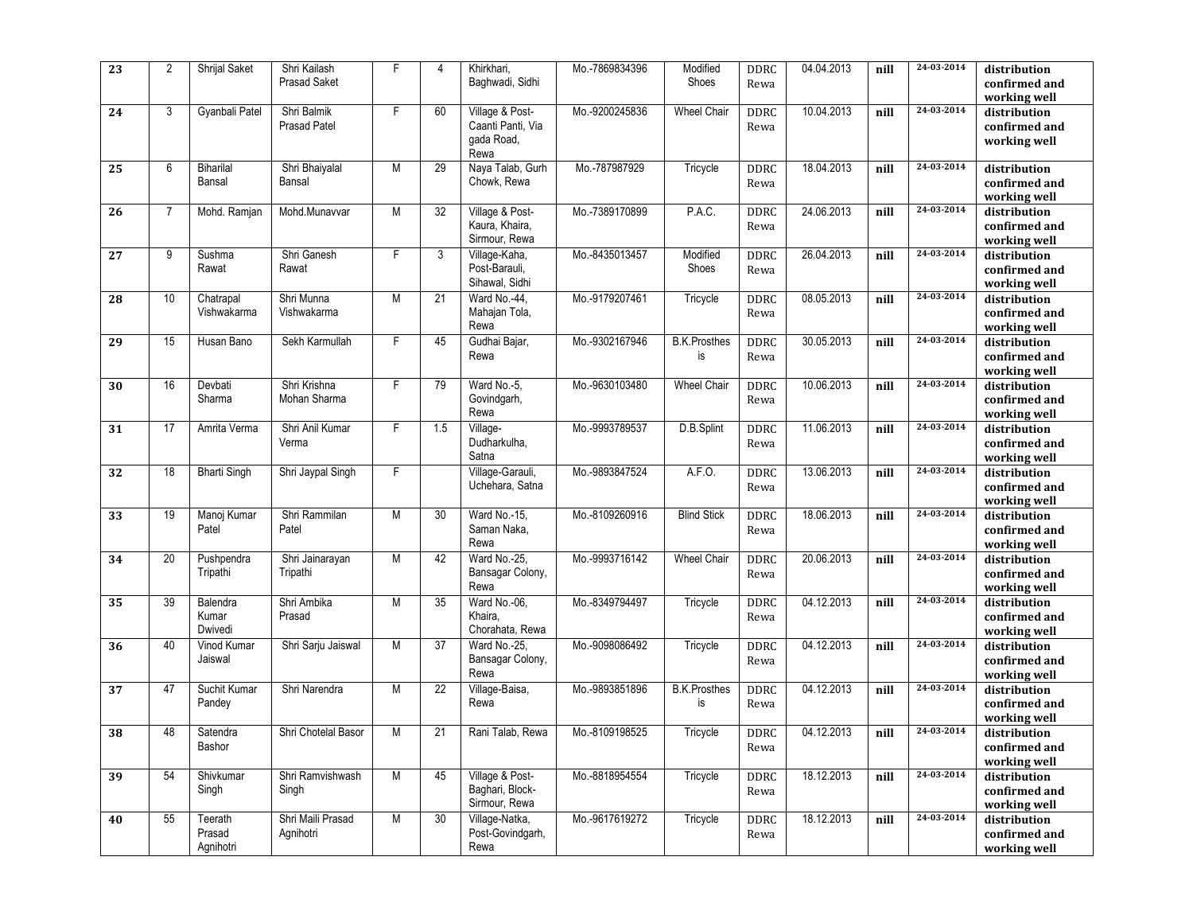| | | | | | | | | | | | | |
|---|---|---|---|---|---|---|---|---|---|---|---|---|
| 23 | 2 | Shrijal Saket | Shri Kailash Prasad Saket | F | 4 | Khirkhari, Baghwadi, Sidhi | Mo.-7869834396 | Modified Shoes | DDRC Rewa | 04.04.2013 | nill | 24-03-2014 | distribution confirmed and working well |
| 24 | 3 | Gyanbali Patel | Shri Balmik Prasad Patel | F | 60 | Village & Post-Caanti Panti, Via gada Road, Rewa | Mo.-9200245836 | Wheel Chair | DDRC Rewa | 10.04.2013 | nill | 24-03-2014 | distribution confirmed and working well |
| 25 | 6 | Biharilal Bansal | Shri Bhaiyalal Bansal | M | 29 | Naya Talab, Gurh Chowk, Rewa | Mo.-787987929 | Tricycle | DDRC Rewa | 18.04.2013 | nill | 24-03-2014 | distribution confirmed and working well |
| 26 | 7 | Mohd. Ramjan | Mohd.Munavvar | M | 32 | Village & Post-Kaura, Khaira, Sirmour, Rewa | Mo.-7389170899 | P.A.C. | DDRC Rewa | 24.06.2013 | nill | 24-03-2014 | distribution confirmed and working well |
| 27 | 9 | Sushma Rawat | Shri Ganesh Rawat | F | 3 | Village-Kaha, Post-Barauli, Sihawal, Sidhi | Mo.-8435013457 | Modified Shoes | DDRC Rewa | 26.04.2013 | nill | 24-03-2014 | distribution confirmed and working well |
| 28 | 10 | Chatrapal Vishwakarma | Shri Munna Vishwakarma | M | 21 | Ward No.-44, Mahajan Tola, Rewa | Mo.-9179207461 | Tricycle | DDRC Rewa | 08.05.2013 | nill | 24-03-2014 | distribution confirmed and working well |
| 29 | 15 | Husan Bano | Sekh Karmullah | F | 45 | Gudhai Bajar, Rewa | Mo.-9302167946 | B.K.Prosthesis | DDRC Rewa | 30.05.2013 | nill | 24-03-2014 | distribution confirmed and working well |
| 30 | 16 | Devbati Sharma | Shri Krishna Mohan Sharma | F | 79 | Ward No.-5, Govindgarh, Rewa | Mo.-9630103480 | Wheel Chair | DDRC Rewa | 10.06.2013 | nill | 24-03-2014 | distribution confirmed and working well |
| 31 | 17 | Amrita Verma | Shri Anil Kumar Verma | F | 1.5 | Village-Dudharkulha, Satna | Mo.-9993789537 | D.B.Splint | DDRC Rewa | 11.06.2013 | nill | 24-03-2014 | distribution confirmed and working well |
| 32 | 18 | Bharti Singh | Shri Jaypal Singh | F | | Village-Garauli, Uchehara, Satna | Mo.-9893847524 | A.F.O. | DDRC Rewa | 13.06.2013 | nill | 24-03-2014 | distribution confirmed and working well |
| 33 | 19 | Manoj Kumar Patel | Shri Rammilan Patel | M | 30 | Ward No.-15, Saman Naka, Rewa | Mo.-8109260916 | Blind Stick | DDRC Rewa | 18.06.2013 | nill | 24-03-2014 | distribution confirmed and working well |
| 34 | 20 | Pushpendra Tripathi | Shri Jainarayan Tripathi | M | 42 | Ward No.-25, Bansagar Colony, Rewa | Mo.-9993716142 | Wheel Chair | DDRC Rewa | 20.06.2013 | nill | 24-03-2014 | distribution confirmed and working well |
| 35 | 39 | Balendra Kumar Dwivedi | Shri Ambika Prasad | M | 35 | Ward No.-06, Khaira, Chorahata, Rewa | Mo.-8349794497 | Tricycle | DDRC Rewa | 04.12.2013 | nill | 24-03-2014 | distribution confirmed and working well |
| 36 | 40 | Vinod Kumar Jaiswal | Shri Sarju Jaiswal | M | 37 | Ward No.-25, Bansagar Colony, Rewa | Mo.-9098086492 | Tricycle | DDRC Rewa | 04.12.2013 | nill | 24-03-2014 | distribution confirmed and working well |
| 37 | 47 | Suchit Kumar Pandey | Shri Narendra | M | 22 | Village-Baisa, Rewa | Mo.-9893851896 | B.K.Prosthesis | DDRC Rewa | 04.12.2013 | nill | 24-03-2014 | distribution confirmed and working well |
| 38 | 48 | Satendra Bashor | Shri Chotelal Basor | M | 21 | Rani Talab, Rewa | Mo.-8109198525 | Tricycle | DDRC Rewa | 04.12.2013 | nill | 24-03-2014 | distribution confirmed and working well |
| 39 | 54 | Shivkumar Singh | Shri Ramvishwash Singh | M | 45 | Village & Post-Baghari, Block-Sirmour, Rewa | Mo.-8818954554 | Tricycle | DDRC Rewa | 18.12.2013 | nill | 24-03-2014 | distribution confirmed and working well |
| 40 | 55 | Teerath Prasad Agnihotri | Shri Maili Prasad Agnihotri | M | 30 | Village-Natka, Post-Govindgarh, Rewa | Mo.-9617619272 | Tricycle | DDRC Rewa | 18.12.2013 | nill | 24-03-2014 | distribution confirmed and working well |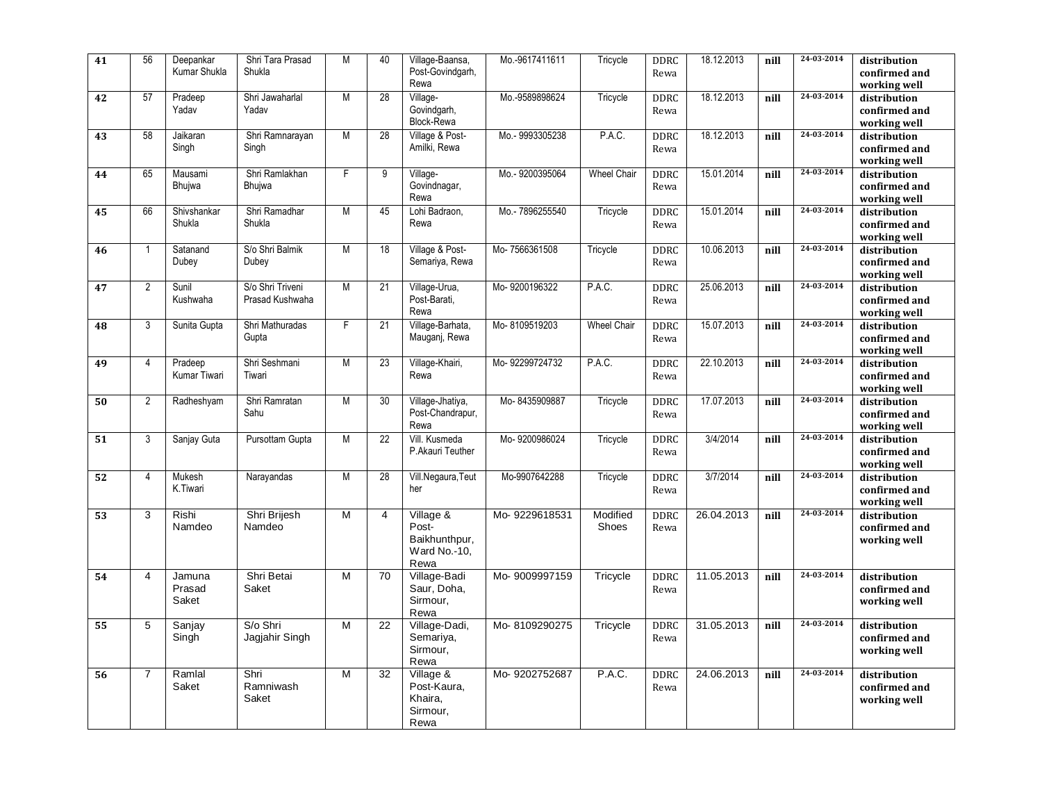| 41 | 56 | Deepankar Kumar Shukla | Shri Tara Prasad Shukla | M | 40 | Village-Baansa, Post-Govindgarh, Rewa | Mo.-9617411611 | Tricycle | DDRC Rewa | 18.12.2013 | nill | 24-03-2014 | **distribution confirmed and working well** |
|---|---|---|---|---|---|---|---|---|---|---|---|---|---|
| 42 | 57 | Pradeep Yadav | Shri Jawaharlal Yadav | M | 28 | Village-Govindgarh, Block-Rewa | Mo.-9589898624 | Tricycle | DDRC Rewa | 18.12.2013 | nill | 24-03-2014 | **distribution confirmed and working well** |
| 43 | 58 | Jaikaran Singh | Shri Ramnarayan Singh | M | 28 | Village & Post-Amilki, Rewa | Mo.- 9993305238 | P.A.C. | DDRC Rewa | 18.12.2013 | nill | 24-03-2014 | **distribution confirmed and working well** |
| 44 | 65 | Mausami Bhujwa | Shri Ramlakhan Bhujwa | F | 9 | Village-Govindnagar, Rewa | Mo.- 9200395064 | Wheel Chair | DDRC Rewa | 15.01.2014 | nill | 24-03-2014 | **distribution confirmed and working well** |
| 45 | 66 | Shivshankar Shukla | Shri Ramadhar Shukla | M | 45 | Lohi Badraon, Rewa | Mo.- 7896255540 | Tricycle | DDRC Rewa | 15.01.2014 | nill | 24-03-2014 | **distribution confirmed and working well** |
| 46 | 1 | Satanand Dubey | S/o Shri Balmik Dubey | M | 18 | Village & Post-Semariya, Rewa | Mo- 7566361508 | Tricycle | DDRC Rewa | 10.06.2013 | nill | 24-03-2014 | **distribution confirmed and working well** |
| 47 | 2 | Sunil Kushwaha | S/o Shri Triveni Prasad Kushwaha | M | 21 | Village-Urua, Post-Barati, Rewa | Mo- 9200196322 | P.A.C. | DDRC Rewa | 25.06.2013 | nill | 24-03-2014 | **distribution confirmed and working well** |
| 48 | 3 | Sunita Gupta | Shri Mathuradas Gupta | F | 21 | Village-Barhata, Mauganj, Rewa | Mo- 8109519203 | Wheel Chair | DDRC Rewa | 15.07.2013 | nill | 24-03-2014 | **distribution confirmed and working well** |
| 49 | 4 | Pradeep Kumar Tiwari | Shri Seshmani Tiwari | M | 23 | Village-Khairi, Rewa | Mo- 92299724732 | P.A.C. | DDRC Rewa | 22.10.2013 | nill | 24-03-2014 | **distribution confirmed and working well** |
| 50 | 2 | Radheshyam | Shri Ramratan Sahu | M | 30 | Village-Jhatiya, Post-Chandrapur, Rewa | Mo- 8435909887 | Tricycle | DDRC Rewa | 17.07.2013 | nill | 24-03-2014 | **distribution confirmed and working well** |
| 51 | 3 | Sanjay Guta | Pursottam Gupta | M | 22 | Vill. Kusmeda P.Akauri Teuther | Mo- 9200986024 | Tricycle | DDRC Rewa | 3/4/2014 | nill | 24-03-2014 | **distribution confirmed and working well** |
| 52 | 4 | Mukesh K.Tiwari | Narayandas | M | 28 | Vill.Negaura,Teuther | Mo-9907642288 | Tricycle | DDRC Rewa | 3/7/2014 | nill | 24-03-2014 | **distribution confirmed and working well** |
| 53 | 3 | Rishi Namdeo | Shri Brijesh Namdeo | M | 4 | Village & Post-Baikhunthpur, Ward No.-10, Rewa | Mo- 9229618531 | Modified Shoes | DDRC Rewa | 26.04.2013 | nill | 24-03-2014 | **distribution confirmed and working well** |
| 54 | 4 | Jamuna Prasad Saket | Shri Betai Saket | M | 70 | Village-Badi Saur, Doha, Sirmour, Rewa | Mo- 9009997159 | Tricycle | DDRC Rewa | 11.05.2013 | nill | 24-03-2014 | **distribution confirmed and working well** |
| 55 | 5 | Sanjay Singh | S/o Shri Jagjahir Singh | M | 22 | Village-Dadi, Semariya, Sirmour, Rewa | Mo- 8109290275 | Tricycle | DDRC Rewa | 31.05.2013 | nill | 24-03-2014 | **distribution confirmed and working well** |
| 56 | 7 | Ramlal Saket | Shri Ramniwash Saket | M | 32 | Village & Post-Kaura, Khaira, Sirmour, Rewa | Mo- 9202752687 | P.A.C. | DDRC Rewa | 24.06.2013 | nill | 24-03-2014 | **distribution confirmed and working well** |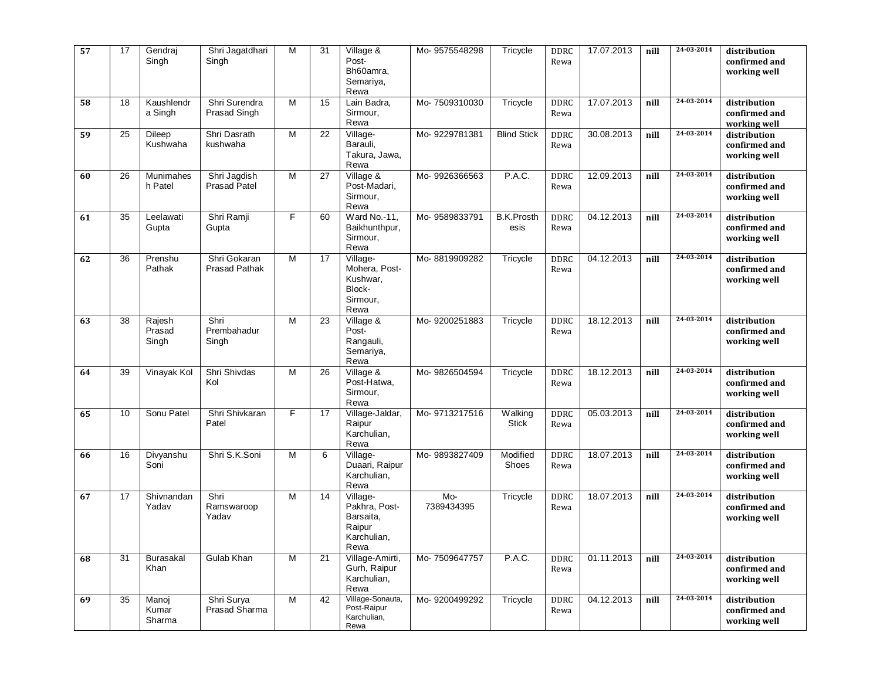| 57 | 17 | Gendraj Singh | Shri Jagatdhari Singh | M | 31 | Village & Post-Bh60amra, Semariya, Rewa | Mo- 9575548298 | Tricycle | DDRC Rewa | 17.07.2013 | nill | 24-03-2014 | distribution confirmed and working well |
|---|---|---|---|---|---|---|---|---|---|---|---|---|---|
| 58 | 18 | Kaushlendra Singh | Shri Surendra Prasad Singh | M | 15 | Lain Badra, Sirmour, Rewa | Mo- 7509310030 | Tricycle | DDRC Rewa | 17.07.2013 | nill | 24-03-2014 | distribution confirmed and working well |
| 59 | 25 | Dileep Kushwaha | Shri Dasrath kushwaha | M | 22 | Village-Barauli, Takura, Jawa, Rewa | Mo- 9229781381 | Blind Stick | DDRC Rewa | 30.08.2013 | nill | 24-03-2014 | distribution confirmed and working well |
| 60 | 26 | Munimahesh Patel | Shri Jagdish Prasad Patel | M | 27 | Village & Post-Madari, Sirmour, Rewa | Mo- 9926366563 | P.A.C. | DDRC Rewa | 12.09.2013 | nill | 24-03-2014 | distribution confirmed and working well |
| 61 | 35 | Leelawati Gupta | Shri Ramji Gupta | F | 60 | Ward No.-11, Baikhunthpur, Sirmour, Rewa | Mo- 9589833791 | B.K.Prosthesis | DDRC Rewa | 04.12.2013 | nill | 24-03-2014 | distribution confirmed and working well |
| 62 | 36 | Prenshu Pathak | Shri Gokaran Prasad Pathak | M | 17 | Village-Mohera, Post-Kushwar, Block-Sirmour, Rewa | Mo- 8819909282 | Tricycle | DDRC Rewa | 04.12.2013 | nill | 24-03-2014 | distribution confirmed and working well |
| 63 | 38 | Rajesh Prasad Singh | Shri Prembahadur Singh | M | 23 | Village & Post-Rangauli, Semariya, Rewa | Mo- 9200251883 | Tricycle | DDRC Rewa | 18.12.2013 | nill | 24-03-2014 | distribution confirmed and working well |
| 64 | 39 | Vinayak Kol | Shri Shivdas Kol | M | 26 | Village & Post-Hatwa, Sirmour, Rewa | Mo- 9826504594 | Tricycle | DDRC Rewa | 18.12.2013 | nill | 24-03-2014 | distribution confirmed and working well |
| 65 | 10 | Sonu Patel | Shri Shivkaran Patel | F | 17 | Village-Jaldar, Raipur Karchulian, Rewa | Mo- 9713217516 | Walking Stick | DDRC Rewa | 05.03.2013 | nill | 24-03-2014 | distribution confirmed and working well |
| 66 | 16 | Divyanshu Soni | Shri S.K.Soni | M | 6 | Village-Duaari, Raipur Karchulian, Rewa | Mo- 9893827409 | Modified Shoes | DDRC Rewa | 18.07.2013 | nill | 24-03-2014 | distribution confirmed and working well |
| 67 | 17 | Shivnandan Yadav | Shri Ramswaroop Yadav | M | 14 | Village-Pakhra, Post-Barsaita, Raipur Karchulian, Rewa | Mo- 7389434395 | Tricycle | DDRC Rewa | 18.07.2013 | nill | 24-03-2014 | distribution confirmed and working well |
| 68 | 31 | Burasakal Khan | Gulab Khan | M | 21 | Village-Amirti, Gurh, Raipur Karchulian, Rewa | Mo- 7509647757 | P.A.C. | DDRC Rewa | 01.11.2013 | nill | 24-03-2014 | distribution confirmed and working well |
| 69 | 35 | Manoj Kumar Sharma | Shri Surya Prasad Sharma | M | 42 | Village-Sonauta, Post-Raipur Karchulian, Rewa | Mo- 9200499292 | Tricycle | DDRC Rewa | 04.12.2013 | nill | 24-03-2014 | distribution confirmed and working well |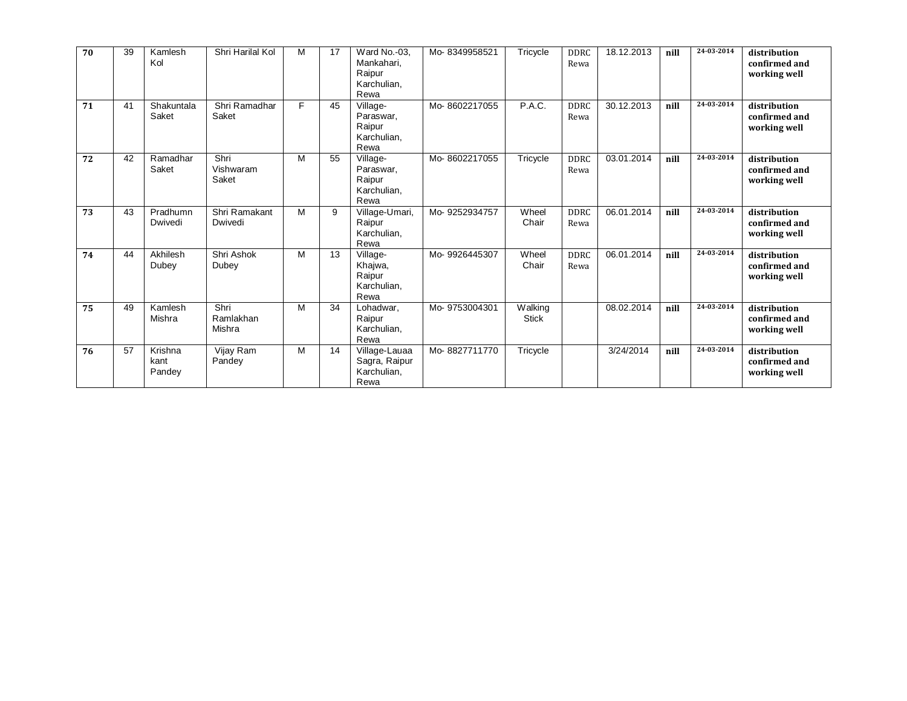| | | | | | | | | | | | | | |
|---|---|---|---|---|---|---|---|---|---|---|---|---|---|
| **70** | 39 | Kamlesh Kol | Shri Harilal Kol | M | 17 | Ward No.-03, Mankahari, Raipur Karchulian, Rewa | Mo- 8349958521 | Tricycle | DDRC Rewa | 18.12.2013 | **nill** | **24-03-2014** | **distribution confirmed and working well** |
| **71** | 41 | Shakuntala Saket | Shri Ramadhar Saket | F | 45 | Village-Paraswar, Raipur Karchulian, Rewa | Mo- 8602217055 | P.A.C. | DDRC Rewa | 30.12.2013 | **nill** | **24-03-2014** | **distribution confirmed and working well** |
| **72** | 42 | Ramadhar Saket | Shri Vishwaram Saket | M | 55 | Village-Paraswar, Raipur Karchulian, Rewa | Mo- 8602217055 | Tricycle | DDRC Rewa | 03.01.2014 | **nill** | **24-03-2014** | **distribution confirmed and working well** |
| **73** | 43 | Pradhumn Dwivedi | Shri Ramakant Dwivedi | M | 9 | Village-Umari, Raipur Karchulian, Rewa | Mo- 9252934757 | Wheel Chair | DDRC Rewa | 06.01.2014 | **nill** | **24-03-2014** | **distribution confirmed and working well** |
| **74** | 44 | Akhilesh Dubey | Shri Ashok Dubey | M | 13 | Village-Khajwa, Raipur Karchulian, Rewa | Mo- 9926445307 | Wheel Chair | DDRC Rewa | 06.01.2014 | **nill** | **24-03-2014** | **distribution confirmed and working well** |
| **75** | 49 | Kamlesh Mishra | Shri Ramlakhan Mishra | M | 34 | Lohadwar, Raipur Karchulian, Rewa | Mo- 9753004301 | Walking Stick | | 08.02.2014 | **nill** | **24-03-2014** | **distribution confirmed and working well** |
| **76** | 57 | Krishna kant Pandey | Vijay Ram Pandey | M | 14 | Village-Lauaa Sagra, Raipur Karchulian, Rewa | Mo- 8827711770 | Tricycle | | 3/24/2014 | **nill** | **24-03-2014** | **distribution confirmed and working well** |